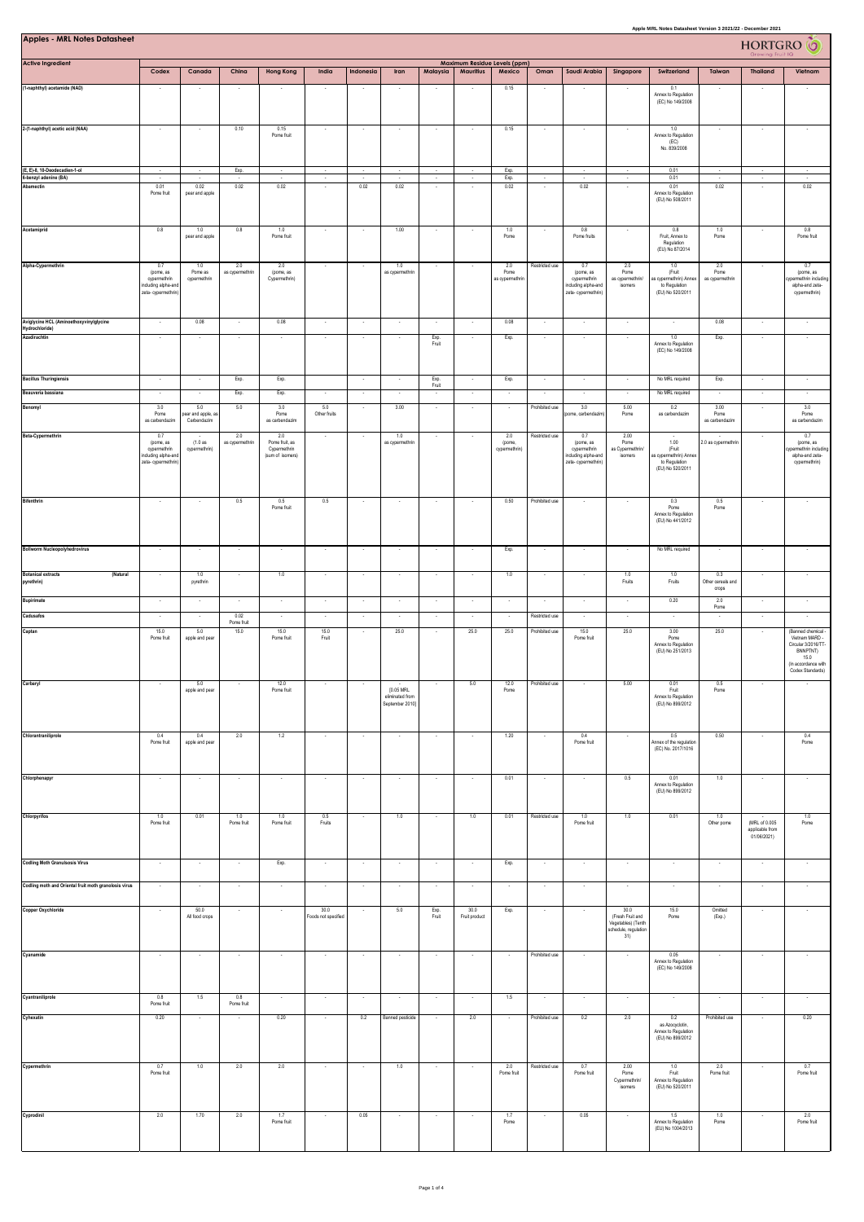# Apples - MRL Notes Datasheet

| Active Ingredient | Maximum Residue Levels (ppm) | | | | | | | | | | | | | | | | |
|---|---|---|---|---|---|---|---|---|---|---|---|---|---|---|---|---|---|
| | Codex | Canada | China | Hong Kong | India | Indonesia | Iran | Malaysia | Mauritius | Mexico | Oman | Saudi Arabia | Singapore | Switzerland | Taiwan | Thailand | Vietnam |
| (1-naphthyl) acetamide (NAD) | - | - | - | - | - | - | - | - | - | 0.15 | - | - | - | 0.1 Annex to Regulation (EC) No 149/2008 | - | - | - |
| 2-(1-naphthyl) acetic acid (NAA) | - | - | 0.10 | 0.15 Pome fruit | - | - | - | - | - | 0.15 | - | - | - | 1.0 Annex to Regulation (EC) No. 839/2008 | - | - | - |
| (E, E)-8, 10-Dodecadien-1-ol | - | - | Exp. | - | - | - | - | - | - | Exp. | | - | - | 0.01 | - | - | - |
| 6-benzyl adenine (BA) | - | - | - | - | - | - | - | - | - | Exp. | - | - | - | 0.01 | - | - | - |
| Abamectin | 0.01 Pome fruit | 0.02 pear and apple | 0.02 | 0.02 | - | 0.02 | 0.02 | - | - | 0.02 | - | 0.02 | - | 0.01 Annex to Regulation (EU) No 508/2011 | 0.02 | - | 0.02 |
| Acetamiprid | 0.8 | 1.0 pear and apple | 0.8 | 1.0 Pome fruit | - | - | 1.00 | - | - | 1.0 Pome | - | 0.8 Pome fruits | - | 0.8 Fruit, Annex to Regulation (EU) No 87/2014 | 1.0 Pome | - | 0.8 Pome fruit |
| Alpha-Cypermethrin | 0.7 (pome, as cypermethrin including alpha-and zeta- cypermethrin) | 1.0 Pome as cypermethrin | 2.0 as cypermethrin | 2.0 (pome, as Cypermethrin) | - | - | 1.0 as cypermethrin | - | - | 2.0 Pome as cypermethrin | Restricted use | 0.7 (pome, as cypermethrin including alpha-and zeta- cypermethrin) | 2.0 Pome as cypermethrin/ isomers | 1.0 (Fruit as cypermethrin) Annex to Regulation (EU) No 520/2011 | 2.0 Pome as cypermethrin | - | 0.7 (pome, as cypermethrin including alpha-and zeta- cypermethrin) |
| Aviglycine HCL (Aminoethoxyvinylglycine Hydrochloride) | - | 0.08 | - | 0.08 | - | - | - | - | - | 0.08 | - | - | - | - | 0.08 | - | - |
| Azadirachtin | - | - | - | - | - | - | - | Exp. Fruit | - | Exp. | - | - | - | 1.0 Annex to Regulation (EC) No 149/2008 | Exp. | - | - |
| Bacillus Thuringiensis | - | - | Exp. | Exp. | | - | - | Exp. Fruit | - | Exp. | - | - | - | No MRL required | Exp. | - | - |
| Beauveria bassiana | - | - | Exp. | Exp. | - | - | - | - | - | - | - | - | - | No MRL required | - | - | - |
| Benomyl | 3.0 Pome as carbendazim | 5.0 pear and apple, as Carbendazim | 5.0 | 3.0 Pome as carbendazim | 5.0 Other fruits | - | 3.00 | - | - | - | Prohibited use | 3.0 (pome, carbendazim) | 5.00 Pome | 0.2 as carbendazim | 3.00 Pome as carbendazim | - | 3.0 Pome as carbendazim |
| Beta-Cypermethrin | 0.7 (pome, as cypermethrin including alpha-and zeta- cypermethrin) | - (1.0 as cypermethrin) | 2.0 as cypermethrin | 2.0 Pome fruit, as Cypermethrin (sum of isomers) | - | - | 1.0 as cypermethrin | - | - | 2.0 (pome, cypermethrin) | Restricted use | 0.7 (pome, as cypermethrin including alpha-and zeta- cypermethrin) | 2.00 Pome as Cypermethrin/ isomers | - 1.00 (Fruit as cypermethrin) Annex to Regulation (EU) No 520/2011 | - 2.0 as cypermethrin | - | 0.7 (pome, as cypermethrin including alpha-and zeta- cypermethrin) |
| Bifenthrin | - | - | 0.5 | 0.5 Pome fruit | 0.5 | - | - | - | - | 0.50 | Prohibited use | - | - | 0.3 Pome Annex to Regulation (EU) No 441/2012 | 0.5 Pome | - | - |
| Bollworm Nucleopolyhedrovirus | - | - | - | - | - | - | - | - | - | Exp. | - | - | - | No MRL required | - | - | - |
| Botanical extracts (Natural pyrethrin) | - | 1.0 pyrethrin | - | 1.0 | - | - | - | - | - | 1.0 | - | - | 1.0 Fruits | 1.0 Fruits | 0.3 Other cereals and crops | - | - |
| Bupirimate | - | - | - | - | - | - | - | - | - | - | - | - | - | 0.20 | 2.0 Pome | - | - |
| Cadusafos | - | - | 0.02 Pome fruit | - | - | - | - | - | - | - | Restricted use | - | - | - | - | - | - |
| Captan | 15.0 Pome fruit | 5.0 apple and pear | 15.0 | 15.0 Pome fruit | 15.0 Fruit | - | 25.0 | - | 25.0 | 25.0 | Prohibited use | 15.0 Pome fruit | 25.0 | 3.00 Pome Annex to Regulation (EU) No 251/2013 | 25.0 | - | (Banned chemical - Vietnam MARD - Circular 3/2016/TT-BNNPTNT) 15.0 (In accordance with Codex Standards) |
| Carbaryl | - | 5.0 apple and pear | - | 12.0 Pome fruit | - | - | - [0.05 MRL eliminated from September 2010] | - | 5.0 | 12.0 Pome | Prohibited use | - | 5.00 | 0.01 Fruit Annex to Regulation (EU) No 899/2012 | 0.5 Pome | - | - |
| Chlorantraniliprole | 0.4 Pome fruit | 0.4 apple and pear | 2.0 | 1.2 | - | - | - | - | - | 1.20 | - | 0.4 Pome fruit | - | 0.5 Annex of the regulation (EC) No. 2017/1016 | 0.50 | - | 0.4 Pome |
| Chlorphenapyr | - | - | - | - | - | - | - | - | - | 0.01 | - | - | 0.5 | 0.01 Annex to Regulation (EU) No 899/2012 | 1.0 | - | - |
| Chlorpyrifos | 1.0 Pome fruit | 0.01 | 1.0 Pome fruit | 1.0 Pome fruit | 0.5 Fruits | - | 1.0 | - | 1.0 | 0.01 | Restricted use | 1.0 Pome fruit | 1.0 | 0.01 | 1.0 Other pome | - (MRL of 0.005 applicable from 01/06/2021) | 1.0 Pome |
| Codling Moth Granulosis Virus | - | - | - | Exp. | - | - | - | - | - | Exp. | - | - | - | - | - | - | - |
| Codling moth and Oriental fruit moth granolosis virus | - | - | - | - | - | - | - | - | - | - | - | - | - | - | - | - | - |
| Copper Oxychloride | - | 50.0 All food crops | - | - | 30.0 Foods not specified | - | 5.0 | Exp. Fruit | 30.0 Fruit product | Exp. | - | - | 30.0 (Fresh Fruit and Vegetables) (Tenth schedule, regulation 31) | 15.0 Pome | Omitted (Exp.) | - | - |
| Cyanamide | - | - | - | - | - | - | - | - | - | - | Prohibited use | - | - | 0.05 Annex to Regulation (EC) No 149/2008 | - | - | - |
| Cyantraniliprole | 0.8 Pome fruit | 1.5 | 0.8 Pome fruit | - | - | - | - | - | - | 1.5 | - | - | - | - | - | - | - |
| Cyhexatin | 0.20 | - | - | 0.20 | - | 0.2 | Banned pesticide | - | 2.0 | - | Prohibited use | 0.2 | 2.0 | 0.2 as Azocyclotin, Annex to Regulation (EU) No 899/2012 | Prohibited use | - | 0.20 |
| Cypermethrin | 0.7 Pome fruit | 1.0 | 2.0 | 2.0 | - | - | 1.0 | - | - | 2.0 Pome fruit | Restricted use | 0.7 Pome fruit | 2.00 Pome Cypermethrin/ isomers | 1.0 Fruit Annex to Regulation (EU) No 520/2011 | 2.0 Pome fruit | - | 0.7 Pome fruit |
| Cyprodinil | 2.0 | 1.70 | 2.0 | 1.7 Pome fruit | - | 0.05 | - | - | - | 1.7 Pome | - | 0.05 | - | 1.5 Annex to Regulation (EU) No 1004/2013 | 1.0 Pome | - | 2.0 Pome fruit |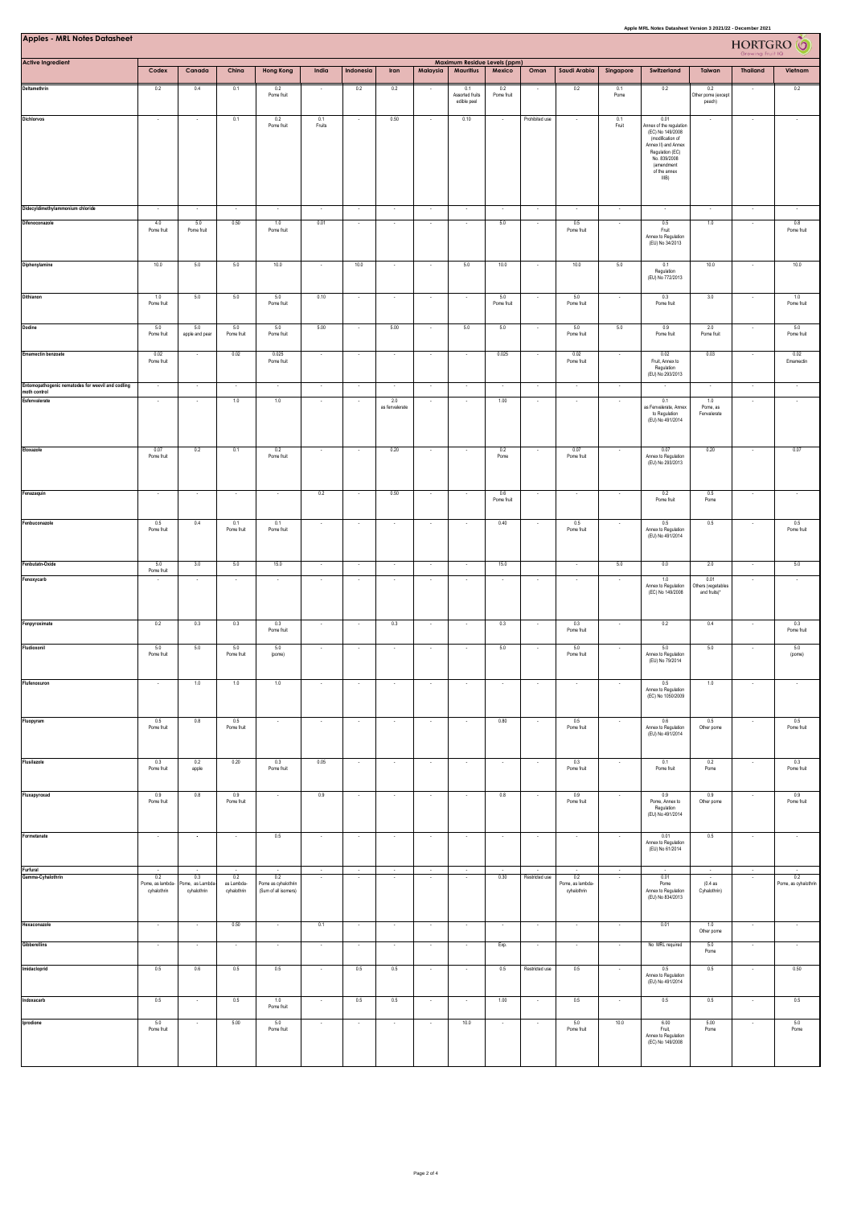# Apples - MRL Notes Datasheet

| Active Ingredient | Maximum Residue Levels (ppm) | | | | | | | | | | | | | | | | |
|---|---|---|---|---|---|---|---|---|---|---|---|---|---|---|---|---|---|
| | Codex | Canada | China | Hong Kong | India | Indonesia | Iran | Malaysia | Mauritius | Mexico | Oman | Saudi Arabia | Singapore | Switzerland | Taiwan | Thailand | Vietnam |
| Deltamethrin | 0.2 | 0.4 | 0.1 | 0.2 Pome fruit | - | 0.2 | 0.2 | - | 0.1 Assorted fruits edible peel | 0.2 Pome fruit | - | 0.2 | 0.1 Pome | 0.2 | 0.2 Other pome (except peach) | - | 0.2 |
| Dichlorvos | - | - | 0.1 | 0.2 Pome fruit | 0.1 Fruits | - | 0.50 | - | 0.10 | - | Prohibited use | - | 0.1 Fruit | 0.01 Annex of the regulation (EC) No 149/2008 (modification of Annex II) and Annex Regulation (EC) No. 839/2008 (amendment of the annex IIIB) | - | - | - |
| Didecyldimethylammonium chloride | - | - | - | - | - | - | - | - | - | - | - | - | - | - | - | - | - |
| Difenoconazole | 4.0 Pome fruit | 5.0 Pome fruit | 0.50 | 1.0 Pome fruit | 0.01 | - | - | - | - | 5.0 | - | 0.5 Pome fruit | - | 0.5 Fruit Annex to Regulation (EU) No 34/2013 | 1.0 | - | 0.8 Pome fruit |
| Diphenylamine | 10.0 | 5.0 | 5.0 | 10.0 | - | 10.0 | - | - | 5.0 | 10.0 | - | 10.0 | 5.0 | 0.1 Regulation (EU) No 772/2013 | 10.0 | - | 10.0 |
| Dithianon | 1.0 Pome fruit | 5.0 | 5.0 | 5.0 Pome fruit | 0.10 | - | - | - | - | 5.0 Pome fruit | - | 5.0 Pome fruit | - | 0.3 Pome fruit | 3.0 | - | 1.0 Pome fruit |
| Dodine | 5.0 Pome fruit | 5.0 apple and pear | 5.0 Pome fruit | 5.0 Pome fruit | 5.00 | - | 5.00 | - | 5.0 | 5.0 | - | 5.0 Pome fruit | 5.0 | 0.9 Pome fruit | 2.0 Pome fruit | - | 5.0 Pome fruit |
| Emamectin benzoate | 0.02 Pome fruit | - | 0.02 | 0.025 Pome fruit | - | - | - | - | - | 0.025 | - | 0.02 Pome fruit | - | 0.02 Fruit, Annex to Regulation (EU) No 293/2013 | 0.03 | - | 0.02 Emamectin |
| Entomopathogenic nematodes for weevil and codling moth control | - | - | - | - | - | - | - | - | - | - | - | - | - | - | - | - | - |
| Esfenvalerate | - | - | 1.0 | 1.0 | - | - | 2.0 as fenvalerate | - | - | 1.00 | - | - | - | 0.1 as Fenvalerate, Annex to Regulation (EU) No 491/2014 | 1.0 Pome, as Fenvalerate | - | - |
| Etoxazole | 0.07 Pome fruit | 0.2 | 0.1 | 0.2 Pome fruit | - | - | 0.20 | - | - | 0.2 Pome | - | 0.07 Pome fruit | - | 0.07 Annex to Regulation (EU) No 293/2013 | 0.20 | - | 0.07 |
| Fenazaquin | - | - | - | - | 0.2 | - | 0.50 | - | - | 0.6 Pome fruit | - | - | - | 0.2 Pome fruit | 0.5 Pome | - | - |
| Fenbuconazole | 0.5 Pome fruit | 0.4 | 0.1 Pome fruit | 0.1 Pome fruit | - | - | - | - | - | 0.40 | - | 0.5 Pome fruit | - | 0.5 Annex to Regulation (EU) No 491/2014 | 0.5 | - | 0.5 Pome fruit |
| Fenbutatin-Oxide | 5.0 Pome fruit | 3.0 | 5.0 | 15.0 | - | - | - | - | - | 15.0 | | - | 5.0 | 0.0 | 2.0 | - | 5.0 |
| Fenoxycarb | - | - | - | - | - | - | - | - | - | - | - | - | - | 1.0 Annex to Regulation (EC) No 149/2008 | 0.01 Others (vegetables and fruits)* | - | - |
| Fenpyroximate | 0.2 | 0.3 | 0.3 | 0.3 Pome fruit | - | - | 0.3 | - | - | 0.3 | - | 0.3 Pome fruit | - | 0.2 | 0.4 | - | 0.3 Pome fruit |
| Fludioxonil | 5.0 Pome fruit | 5.0 | 5.0 Pome fruit | 5.0 (pome) | - | - | - | - | - | 5.0 | - | 5.0 Pome fruit | - | 5.0 Annex to Regulation (EU) No 79/2014 | 5.0 | - | 5.0 (pome) |
| Flufenoxuron | - | 1.0 | 1.0 | 1.0 | - | - | - | - | - | - | - | - | - | 0.5 Annex to Regulation (EC) No 1050/2009 | 1.0 | - | - |
| Fluopyram | 0.5 Pome fruit | 0.8 | 0.5 Pome fruit | - | - | - | - | - | - | 0.80 | - | 0.5 Pome fruit | - | 0.6 Annex to Regulation (EU) No 491/2014 | 0.5 Other pome | - | 0.5 Pome fruit |
| Flusilazole | 0.3 Pome fruit | 0.2 apple | 0.20 | 0.3 Pome fruit | 0.05 | - | - | - | - | - | - | 0.3 Pome fruit | - | 0.1 Pome fruit | 0.2 Pome | - | 0.3 Pome fruit |
| Fluxapyroxad | 0.9 Pome fruit | 0.8 | 0.9 Pome fruit | - | 0.9 | - | - | - | - | 0.8 | - | 0.9 Pome fruit | - | 0.9 Pome, Annex to Regulation (EU) No 491/2014 | 0.9 Other pome | - | 0.9 Pome fruit |
| Formetanate | - | - | - | 0.5 | - | - | - | - | - | - | - | - | - | 0.01 Annex to Regulation (EU) No 61/2014 | 0.5 | - | - |
| Furfural | - | - | - | - | - | - | - | - | - | - | - | - | - | - | - | - | - |
| Gamma-Cyhalothrin | 0.2 Pome, as lambda-cyhalothrin | 0.3 Pome, as Lambda-cyhalothrin | 0.2 as Lambda-cyhalothrin | 0.2 Pome as cyhalothrin (Sum of all isomers) | - | - | - | - | - | 0.30 | Restricted use | 0.2 Pome, as lambda-cyhalothrin | - | 0.01 Pome Annex to Regulation (EU) No 834/2013 | - (0.4 as Cyhalothrin) | - | 0.2 Pome, as cyhalothrin |
| Hexaconazole | - | - | 0.50 | - | 0.1 | - | - | - | - | - | - | - | - | 0.01 | 1.0 Other pome | - | - |
| Gibberellins | - | - | - | - | - | - | - | - | - | Exp. | - | - | - | No MRL required | 5.0 Pome | - | - |
| Imidacloprid | 0.5 | 0.6 | 0.5 | 0.5 | - | 0.5 | 0.5 | - | - | 0.5 | Restricted use | 0.5 | - | 0.5 Annex to Regulation (EU) No 491/2014 | 0.5 | - | 0.50 |
| Indoxacarb | 0.5 | - | 0.5 | 1.0 Pome fruit | - | 0.5 | 0.5 | - | - | 1.00 | - | 0.5 | - | 0.5 | 0.5 | - | 0.5 |
| Iprodione | 5.0 Pome fruit | - | 5.00 | 5.0 Pome fruit | - | - | - | - | 10.0 | - | - | 5.0 Pome fruit | 10.0 | 6.00 Fruit, Annex to Regulation (EC) No 149/2008 | 5.00 Pome | - | 5.0 Pome |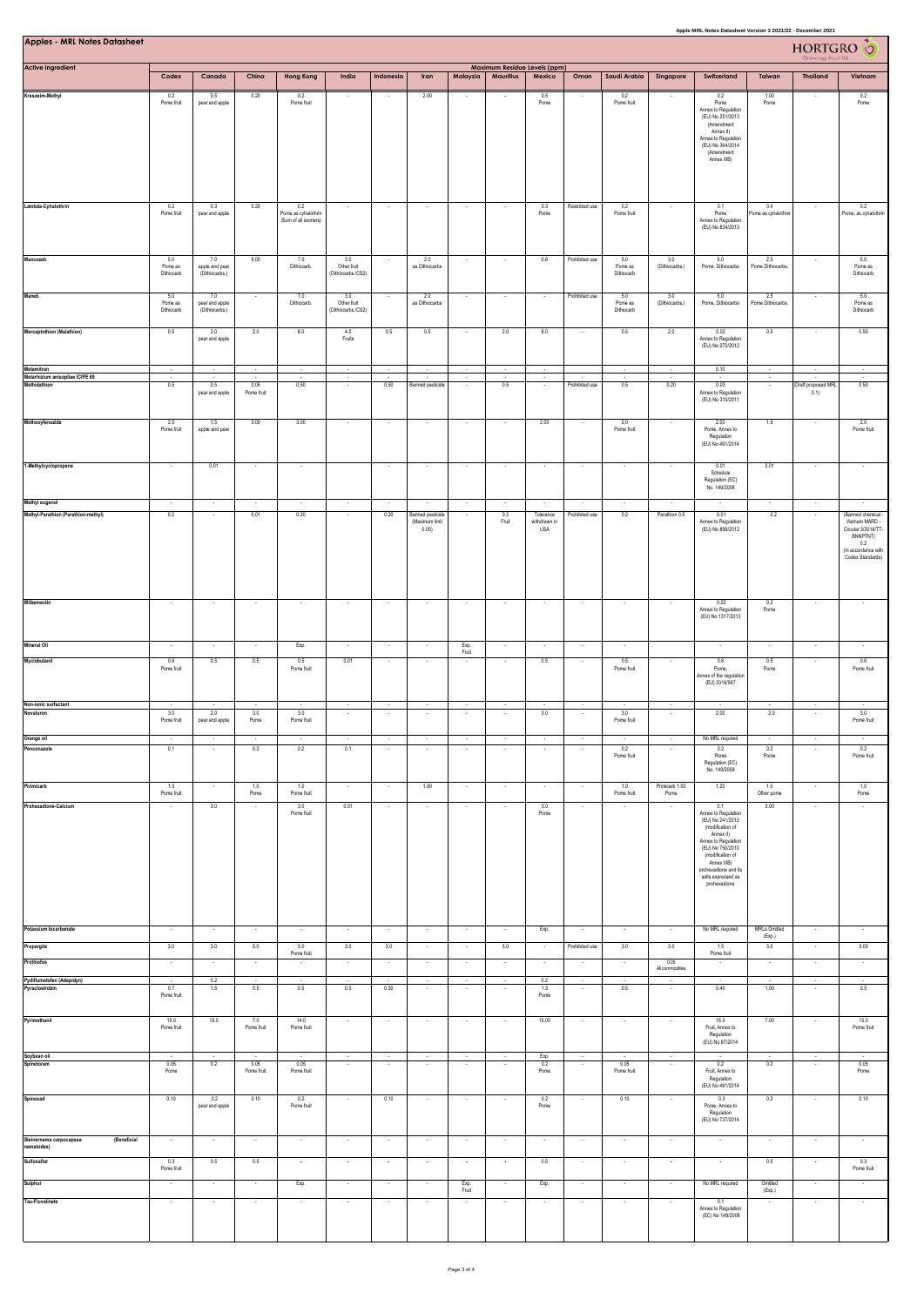# Apples - MRL Notes Datasheet

| Active Ingredient | Codex | Canada | China | Hong Kong | India | Indonesia | Iran | Malaysia | Mauritius | Mexico | Oman | Saudi Arabia | Singapore | Switzerland | Taiwan | Thailand | Vietnam |
|---|---|---|---|---|---|---|---|---|---|---|---|---|---|---|---|---|---|
| | Maximum Residue Levels (ppm) | | | | | | | | | | | | | | | | |
| Kresoxim-Methyl | 0.2 Pome fruit | 0.5 pear and apple | 0.20 | 0.2 Pome fruit | - | - | 2.00 | - | - | 0.5 Pome | - | 0.2 Pome fruit | - | 0.2 Pome Annex to Regulation (EU) No 251/2013 (Amendment Annex II) Annex to Regulation (EU) No 364/2014 (Amendment Annex IIIB) | 1.00 Pome | - | 0.2 Pome |
| Lambda-Cyhalothrin | 0.2 Pome fruit | 0.3 pear and apple | 0.20 | 0.2 Pome as cyhalothrin (Sum of all isomers) | - | - | - | - | - | 0.3 Pome | Restricted use | 0.2 Pome fruit | - | 0.1 Pome Annex to Regulation (EU) No 834/2013 | 0.4 Pome as cyhalothrin | - | 0.2 Pome, as cyhalothrin |
| Mancozeb | 5.0 Pome as Dithiocarb | 7.0 apple and pear (Dithiocarbs.) | 5.00 | 7.0 Dithiocarb. | 3.0 Other fruit (Dithiocarbs./CS2) | - | 2.0 as Dithiocarbs | - | - | 0.6 | Prohibited use | 5.0 Pome as Dithiocarb | 3.0 (Dithiocarbs.) | 5.0 Pome, Dithiocarbs | 2.5 Pome Dithiocarbs. | - | 5.0 Pome as Dithiocarb |
| Maneb | 5.0 Pome as Dithiocarb | 7.0 pear and apple (Dithiocarbs.) | - | 7.0 Dithiocarb. | 3.0 Other fruit (Dithiocarbs./CS2) | - | 2.0 as Dithiocarbs | - | - | - | Prohibited use | 5.0 Pome as Dithiocarb | 3.0 (Dithiocarbs.) | 5.0 Pome, Dithiocarbs | 2.5 Pome Dithiocarbs. | - | 5.0 Pome as Dithiocarb |
| Mercaptothion (Malathion) | 0.5 | 2.0 pear and apple | 2.0 | 8.0 | 4.0 Fruits | 0.5 | 0.5 | - | 2.0 | 8.0 | - | 0.5 | 2.0 | 0.02 Annex to Regulation (EU) No 270/2012 | 0.5 | - | 0.50 |
| Metamitron | - | - | - | - | - | - | - | - | - | - | - | - | - | 0.10 | - | - | - |
| Metarhizium anisopliae ICIPE 69 | - | - | - | - | - | - | - | - | - | - | - | - | - | - | - | - | - |
| Methidathion | 0.5 | 0.5 pear and apple | 0.05 Pome fruit | 0.50 | - | 0.50 | Banned pesticide | - | 0.5 | - | Prohibited use | 0.5 | 0.20 | 0.03 Annex to Regulation (EU) No 310/2011 | - | (Draft proposed MRL 0.1) | 0.50 |
| Methoxyfenozide | 2.0 Pome fruit | 1.5 apple and pear | 3.00 | 3.00 | - | - | - | - | - | 2.00 | - | 2.0 Pome fruit | - | 2.00 Pome, Annex to Regulation (EU) No 491/2014 | 1.5 | - | 2.0 Pome fruit |
| 1-Methylcyclopropene | - | 0.01 | - | - | | - | - | - | - | - | - | - | - | 0.01 Schedule Regulation (EC) No. 149/2008 | 0.01 | - | - |
| Methyl eugenol | - | - | - | - | - | - | - | - | - | - | - | - | - | - | - | - | - |
| Methyl-Parathion (Parathion-methyl) | 0.2 | - | 0.01 | 0.20 | - | 0.20 | Banned pesticide (Maximum limit 0.05) | - | 0.2 Fruit | Tolerance withdrawn in USA | Prohibited use | 0.2 | Parathion 0.5 | 0.01 Annex to Regulation (EU) No 899/2012 | 0.2 | - | (Banned chemical - Vietnam MARD - Circular 3/2016/TT-BNNPTNT) 0.2 (In accordance with Codex Standards) |
| Milbemectin | - | - | - | - | - | - | - | - | - | - | - | - | - | 0.02 Annex to Regulation (EU) No 1317/2013 | 0.2 Pome | - | - |
| Mineral Oil | - | - | - | Exp. | - | - | - | Exp. Fruit | - | - | - | - | | | - | - | - |
| Myclobutanil | 0.6 Pome fruit | 0.5 | 0.5 | 0.5 Pome fruit | 0.01 | - | - | - | - | 0.5 | - | 0.5 Pome fruit | - | 0.6 Pome, Annex of the regulation (EU) 2016/567 | 0.5 Pome | - | 0.6 Pome fruit |
| Non-ionic surfactant | - | - | - | - | - | - | - | - | - | - | - | - | - | - | - | - | - |
| Novaluron | 3.0 Pome fruit | 2.0 pear and apple | 3.0 Pome | 3.0 Pome fruit | - | - | - | - | - | 3.0 | - | 3.0 Pome fruit | - | 2.00 | 2.0 | - | 3.0 Pome fruit |
| Orange oil | - | - | - | - | - | - | - | - | - | - | - | - | - | No MRL required | - | - | - |
| Penconazole | 0.1 | - | 0.2 | 0.2 | 0.1 | - | - | - | - | - | - | 0.2 Pome fruit | - | 0.2 Pome Regulation (EC) No. 149/2008 | 0.2 Pome | - | 0.2 Pome fruit |
| Pirimicarb | 1.0 Pome fruit | - | 1.0 Pome | 1.0 Pome fruit | - | - | 1.00 | - | - | - | - | 1.0 Pome fruit | Pirimicarb 1.00 Pome | 1.20 | 1.0 Other pome | - | 1.0 Pome |
| Prohexadione-Calcium | - | 3.0 | - | 3.0 Pome fruit | 0.01 | - | - | - | - | 3.0 Pome | - | - | - | 0.1 Annex to Regulation (EU) No 241/2013 (modification of Annex II) Annex to Regulation (EU) No 750/2010 (modification of Annex IIIB) prohexadione and its salts expressed as prohexadione | 3.00 | - | - |
| Potassium bicarbonate | - | - | - | - | - | - | - | - | - | Exp. | - | - | - | No MRL required | MRLs Omitted (Exp.) | - | - |
| Propargite | 3.0 | 3.0 | 5.0 | 5.0 Pome fruit | 3.0 | 3.0 | - | - | 5.0 | - | Prohibited use | 3.0 | 3.0 | 1.5 Pome fruit | 3.0 | - | 3.00 |
| Prothiofos | - | - | - | - | - | - | - | - | - | - | - | - | 0.05 All commodities | - | - | - | - |
| Pydiflumetofen (Adepidyn) | - | 0.2 | - | - | - | - | - | - | - | 0.2 | - | - | - | - | - | - | - |
| Pyraclostrobin | 0.7 Pome fruit | 1.5 | 0.5 | 0.5 | 0.5 | 0.50 | - | - | - | 1.5 Pome | - | 0.5 | - | 0.40 | 1.00 | - | 0.5 |
| Pyrimethanil | 15.0 Pome fruit | 15.0 | 7.0 Pome fruit | 14.0 Pome fruit | - | - | - | - | - | 15.00 | - | - | - | 15.0 Fruit, Annex to Regulation (EU) No 87/2014 | 7.00 | - | 15.0 Pome fruit |
| Soybean oil | - | - | - | - | - | - | - | - | - | Exp. | - | - | - | - | - | - | - |
| Spinetoram | 0.05 Pome | 0.2 | 0.05 Pome fruit | 0.05 Pome fruit | - | - | - | - | - | 0.2 Pome | - | 0.05 Pome fruit | - | 0.2 Fruit, Annex to Regulation (EU) No 491/2014 | 0.2 | - | 0.05 Pome |
| Spinosad | 0.10 | 0.2 pear and apple | 0.10 | 0.2 Pome fruit | - | 0.10 | - | - | - | 0.2 Pome | - | 0.10 | - | 0.3 Pome, Annex to Regulation (EU) No 737/2014 | 0.2 | - | 0.10 |
| Steinernema carpocapsae (Beneficial nematodes) | - | - | - | - | - | - | - | - | - | - | - | - | - | - | - | - | - |
| Sulfoxaflor | 0.3 Pome fruit | 0.5 | 0.5 | - | - | - | - | - | - | 0.5 | - | - | - | - | 0.5 | - | 0.3 Pome fruit |
| Sulphur | - | - | - | Exp. | - | - | - | Exp. Fruit | - | Exp. | - | - | - | No MRL required | Omitted (Exp.) | - | - |
| Tau-Fluvalinate | - | - | - | - | - | - | - | - | - | - | - | - | - | 0.1 Annex to Regulation (EC) No 149/2008 | - | - | - |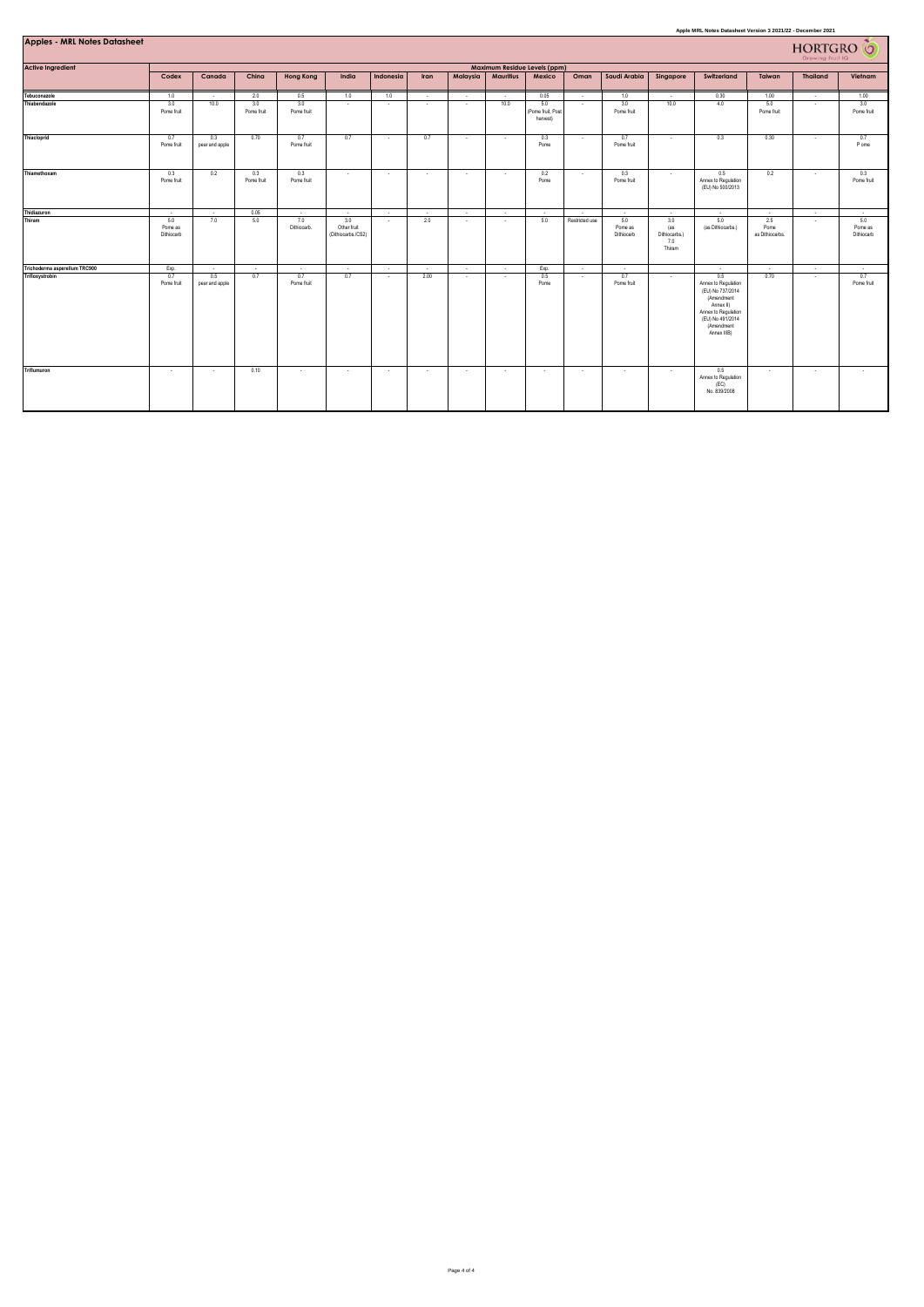# Apples - MRL Notes Datasheet

| Active Ingredient | Maximum Residue Levels (ppm) | | | | | | | | | | | | | | | | |
|---|---|---|---|---|---|---|---|---|---|---|---|---|---|---|---|---|---|
| | Codex | Canada | China | Hong Kong | India | Indonesia | Iran | Malaysia | Mauritius | Mexico | Oman | Saudi Arabia | Singapore | Switzerland | Taiwan | Thailand | Vietnam |
| Tebuconazole | 1.0 | - | 2.0 | 0.5 | 1.0 | 1.0 | - | - | - | 0.05 | - | 1.0 | - | 0.30 | 1.00 | - | 1.00 |
| Thiabendazole | 3.0 Pome fruit | 10.0 | 3.0 Pome fruit | 3.0 Pome fruit | - | - | - | - | 10.0 | 5.0 (Pome fruit, Post harvest) | - | 3.0 Pome fruit | 10.0 | 4.0 | 5.0 Pome fruit | - | 3.0 Pome fruit |
| Thiacloprid | 0.7 Pome fruit | 0.3 pear and apple | 0.70 | 0.7 Pome fruit | 0.7 | - | 0.7 | - | - | 0.3 Pome | - | 0.7 Pome fruit | - | 0.3 | 0.30 | - | 0.7 P ome |
| Thiamethoxam | 0.3 Pome fruit | 0.2 | 0.3 Pome fruit | 0.3 Pome fruit | - | - | - | - | - | 0.2 Pome | - | 0.3 Pome fruit | - | 0.5 Annex to Regulation (EU) No 500/2013 | 0.2 | - | 0.3 Pome fruit |
| Thidiazuron | - | - | 0.05 | - | - | - | - | - | - | - | - | - | - | - | - | - | - |
| Thiram | 5.0 Pome as Dithiocarb | 7.0 | 5.0 | 7.0 Dithiocarb. | 3.0 Other fruit (Dithiocarbs./CS2) | - | 2.0 | - | - | 5.0 | Restricted use | 5.0 Pome as Dithiocarb | 3.0 (as Dithiocarbs.) 7.0 Thiram | 5.0 (as Dithiocarbs.) | 2.5 Pome as Dithiocarbs. | - | 5.0 Pome as Dithiocarb |
| Trichoderma asperellum TRC900 | Exp. | - | - | - | - | - | - | - | - | Exp. | - | - | - | - | - | - | - |
| Trifloxystrobin | 0.7 Pome fruit | 0.5 pear and apple | 0.7 | 0.7 Pome fruit | 0.7 | - | 2.00 | - | - | 0.5 Pome | - | 0.7 Pome fruit | - | 0.5 Annex to Regulation (EU) No 737/2014 (Amendment Annex II) Annex to Regulation (EU) No 491/2014 (Amendment Annex IIIB) | 0.70 | - | 0.7 Pome fruit |
| Triflumuron | - | - | 0.10 | - | - | - | - | - | - | - | - | - | - | 0.5 Annex to Regulation (EC) No. 839/2008 | - | - | - |